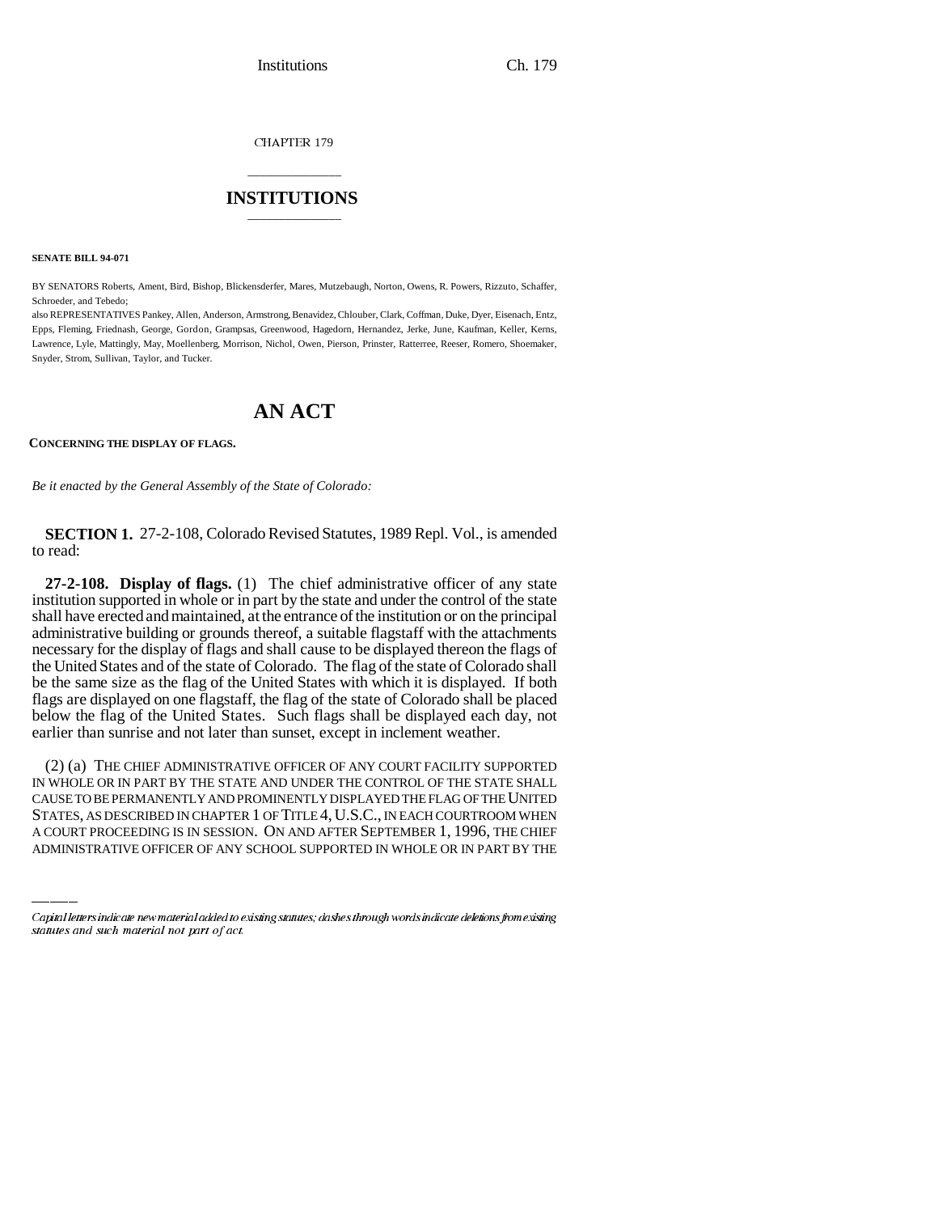CHAPTER 179

# INSTITUTIONS

**SENATE BILL 94-071**

BY SENATORS Roberts, Ament, Bird, Bishop, Blickensderfer, Mares, Mutzebaugh, Norton, Owens, R. Powers, Rizzuto, Schaffer, Schroeder, and Tebedo;

also REPRESENTATIVES Pankey, Allen, Anderson, Armstrong, Benavidez, Chlouber, Clark, Coffman, Duke, Dyer, Eisenach, Entz, Epps, Fleming, Friednash, George, Gordon, Grampsas, Greenwood, Hagedorn, Hernandez, Jerke, June, Kaufman, Keller, Kerns, Lawrence, Lyle, Mattingly, May, Moellenberg, Morrison, Nichol, Owen, Pierson, Prinster, Ratterree, Reeser, Romero, Shoemaker, Snyder, Strom, Sullivan, Taylor, and Tucker.

# AN ACT

**CONCERNING THE DISPLAY OF FLAGS.**

*Be it enacted by the General Assembly of the State of Colorado:*

**SECTION 1.** 27-2-108, Colorado Revised Statutes, 1989 Repl. Vol., is amended to read:

**27-2-108. Display of flags.** (1) The chief administrative officer of any state institution supported in whole or in part by the state and under the control of the state shall have erected and maintained, at the entrance of the institution or on the principal administrative building or grounds thereof, a suitable flagstaff with the attachments necessary for the display of flags and shall cause to be displayed thereon the flags of the United States and of the state of Colorado. The flag of the state of Colorado shall be the same size as the flag of the United States with which it is displayed. If both flags are displayed on one flagstaff, the flag of the state of Colorado shall be placed below the flag of the United States. Such flags shall be displayed each day, not earlier than sunrise and not later than sunset, except in inclement weather.

(2) (a) THE CHIEF ADMINISTRATIVE OFFICER OF ANY COURT FACILITY SUPPORTED IN WHOLE OR IN PART BY THE STATE AND UNDER THE CONTROL OF THE STATE SHALL CAUSE TO BE PERMANENTLY AND PROMINENTLY DISPLAYED THE FLAG OF THE UNITED STATES, AS DESCRIBED IN CHAPTER 1 OF TITLE 4, U.S.C., IN EACH COURTROOM WHEN A COURT PROCEEDING IS IN SESSION. ON AND AFTER SEPTEMBER 1, 1996, THE CHIEF ADMINISTRATIVE OFFICER OF ANY SCHOOL SUPPORTED IN WHOLE OR IN PART BY THE

Capital letters indicate new material added to existing statutes; dashes through words indicate deletions from existing statutes and such material not part of act.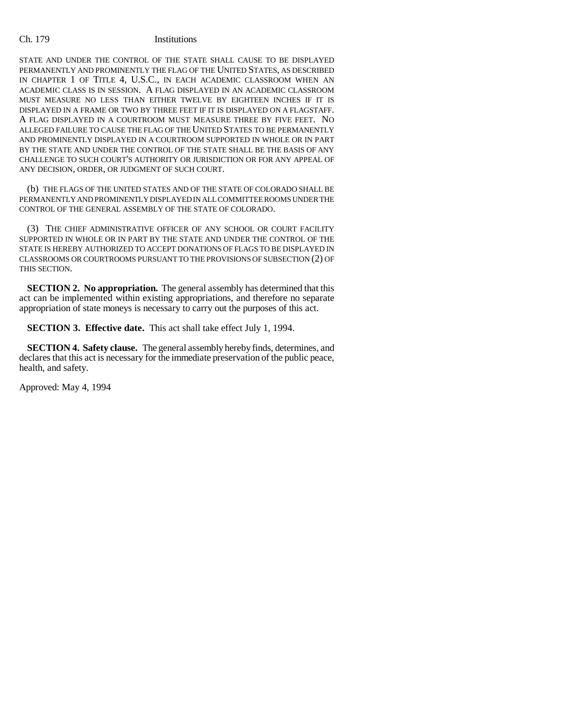STATE AND UNDER THE CONTROL OF THE STATE SHALL CAUSE TO BE DISPLAYED PERMANENTLY AND PROMINENTLY THE FLAG OF THE UNITED STATES, AS DESCRIBED IN CHAPTER 1 OF TITLE 4, U.S.C., IN EACH ACADEMIC CLASSROOM WHEN AN ACADEMIC CLASS IS IN SESSION. A FLAG DISPLAYED IN AN ACADEMIC CLASSROOM MUST MEASURE NO LESS THAN EITHER TWELVE BY EIGHTEEN INCHES IF IT IS DISPLAYED IN A FRAME OR TWO BY THREE FEET IF IT IS DISPLAYED ON A FLAGSTAFF. A FLAG DISPLAYED IN A COURTROOM MUST MEASURE THREE BY FIVE FEET. NO ALLEGED FAILURE TO CAUSE THE FLAG OF THE UNITED STATES TO BE PERMANENTLY AND PROMINENTLY DISPLAYED IN A COURTROOM SUPPORTED IN WHOLE OR IN PART BY THE STATE AND UNDER THE CONTROL OF THE STATE SHALL BE THE BASIS OF ANY CHALLENGE TO SUCH COURT'S AUTHORITY OR JURISDICTION OR FOR ANY APPEAL OF ANY DECISION, ORDER, OR JUDGMENT OF SUCH COURT.

(b) THE FLAGS OF THE UNITED STATES AND OF THE STATE OF COLORADO SHALL BE PERMANENTLY AND PROMINENTLY DISPLAYED IN ALL COMMITTEE ROOMS UNDER THE CONTROL OF THE GENERAL ASSEMBLY OF THE STATE OF COLORADO.

(3) THE CHIEF ADMINISTRATIVE OFFICER OF ANY SCHOOL OR COURT FACILITY SUPPORTED IN WHOLE OR IN PART BY THE STATE AND UNDER THE CONTROL OF THE STATE IS HEREBY AUTHORIZED TO ACCEPT DONATIONS OF FLAGS TO BE DISPLAYED IN CLASSROOMS OR COURTROOMS PURSUANT TO THE PROVISIONS OF SUBSECTION (2) OF THIS SECTION.

**SECTION 2. No appropriation.** The general assembly has determined that this act can be implemented within existing appropriations, and therefore no separate appropriation of state moneys is necessary to carry out the purposes of this act.

**SECTION 3. Effective date.** This act shall take effect July 1, 1994.

**SECTION 4. Safety clause.** The general assembly hereby finds, determines, and declares that this act is necessary for the immediate preservation of the public peace, health, and safety.

Approved: May 4, 1994